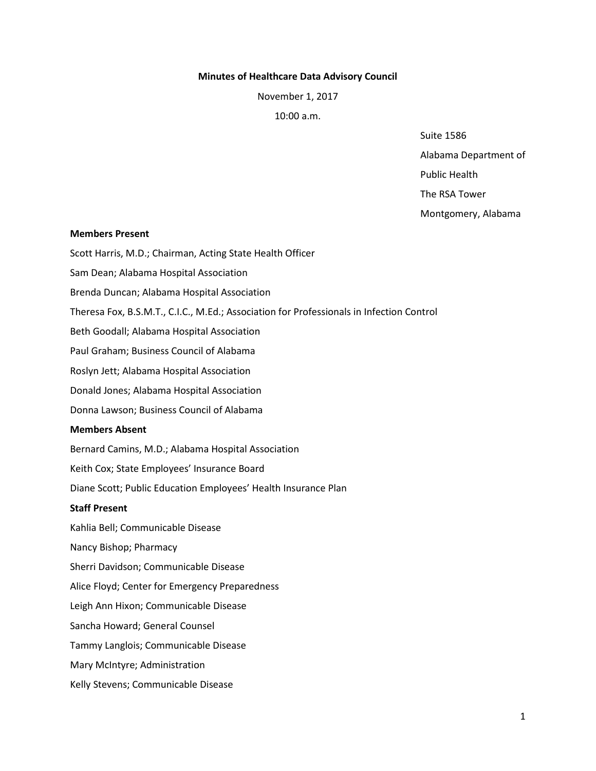**Minutes of Healthcare Data Advisory Council**

November 1, 2017

10:00 a.m.

Suite 1586
Alabama Department of
Public Health
The RSA Tower
Montgomery, Alabama

**Members Present**

Scott Harris, M.D.; Chairman, Acting State Health Officer

Sam Dean; Alabama Hospital Association

Brenda Duncan; Alabama Hospital Association

Theresa Fox, B.S.M.T., C.I.C., M.Ed.; Association for Professionals in Infection Control

Beth Goodall; Alabama Hospital Association

Paul Graham; Business Council of Alabama

Roslyn Jett; Alabama Hospital Association

Donald Jones; Alabama Hospital Association

Donna Lawson; Business Council of Alabama

**Members Absent**

Bernard Camins, M.D.; Alabama Hospital Association

Keith Cox; State Employees' Insurance Board

Diane Scott; Public Education Employees' Health Insurance Plan

**Staff Present**

Kahlia Bell; Communicable Disease

Nancy Bishop; Pharmacy

Sherri Davidson; Communicable Disease

Alice Floyd; Center for Emergency Preparedness

Leigh Ann Hixon; Communicable Disease

Sancha Howard; General Counsel

Tammy Langlois; Communicable Disease

Mary McIntyre; Administration

Kelly Stevens; Communicable Disease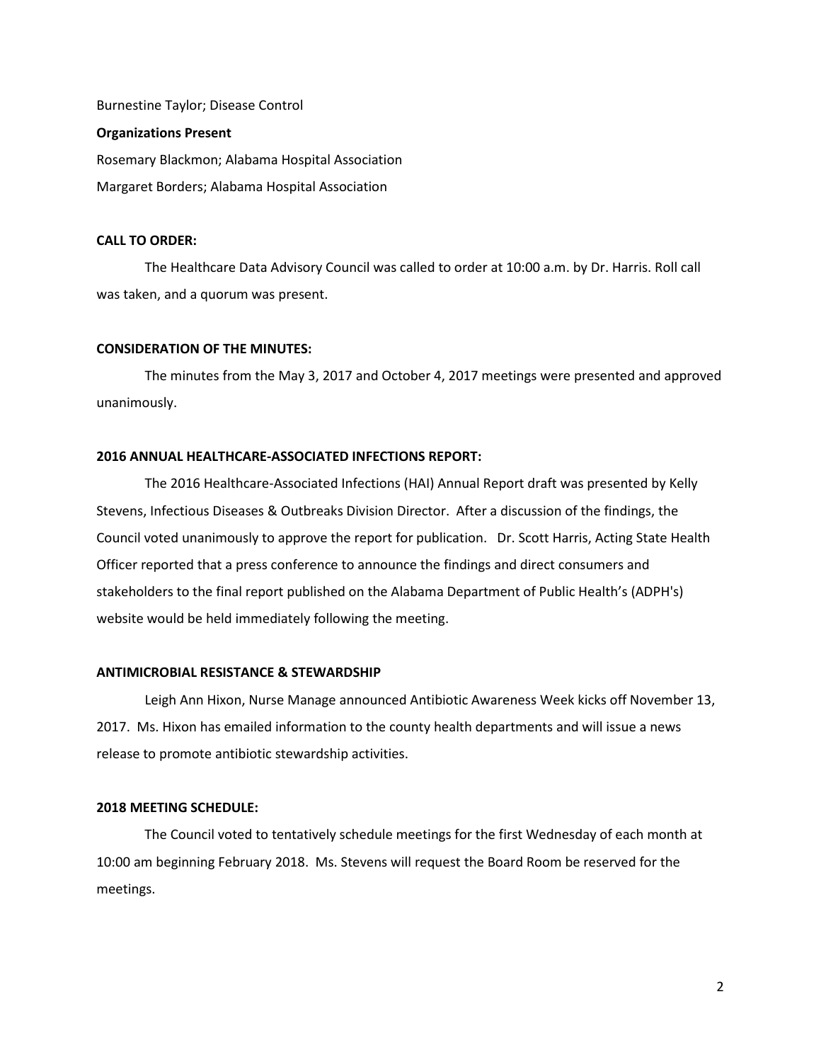Burnestine Taylor; Disease Control

**Organizations Present**

Rosemary Blackmon; Alabama Hospital Association

Margaret Borders; Alabama Hospital Association

**CALL TO ORDER:**

The Healthcare Data Advisory Council was called to order at 10:00 a.m. by Dr. Harris. Roll call was taken, and a quorum was present.

**CONSIDERATION OF THE MINUTES:**

The minutes from the May 3, 2017 and October 4, 2017 meetings were presented and approved unanimously.

**2016 ANNUAL HEALTHCARE-ASSOCIATED INFECTIONS REPORT:**

The 2016 Healthcare-Associated Infections (HAI) Annual Report draft was presented by Kelly Stevens, Infectious Diseases & Outbreaks Division Director. After a discussion of the findings, the Council voted unanimously to approve the report for publication. Dr. Scott Harris, Acting State Health Officer reported that a press conference to announce the findings and direct consumers and stakeholders to the final report published on the Alabama Department of Public Health's (ADPH's) website would be held immediately following the meeting.

**ANTIMICROBIAL RESISTANCE & STEWARDSHIP**

Leigh Ann Hixon, Nurse Manage announced Antibiotic Awareness Week kicks off November 13, 2017. Ms. Hixon has emailed information to the county health departments and will issue a news release to promote antibiotic stewardship activities.

**2018 MEETING SCHEDULE:**

The Council voted to tentatively schedule meetings for the first Wednesday of each month at 10:00 am beginning February 2018. Ms. Stevens will request the Board Room be reserved for the meetings.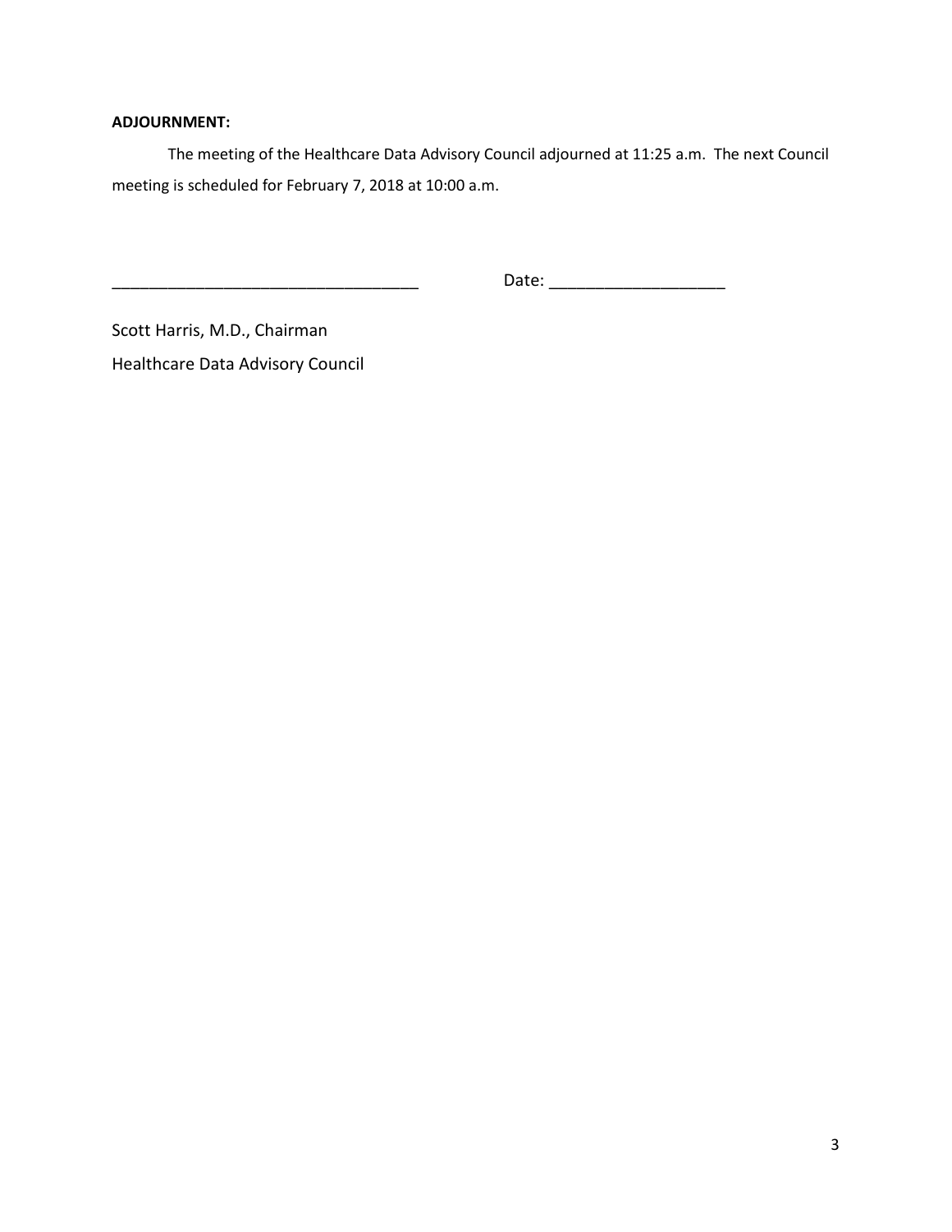**ADJOURNMENT:**

The meeting of the Healthcare Data Advisory Council adjourned at 11:25 a.m. The next Council meeting is scheduled for February 7, 2018 at 10:00 a.m.

_________________________________ Date: ___________________

Scott Harris, M.D., Chairman

Healthcare Data Advisory Council